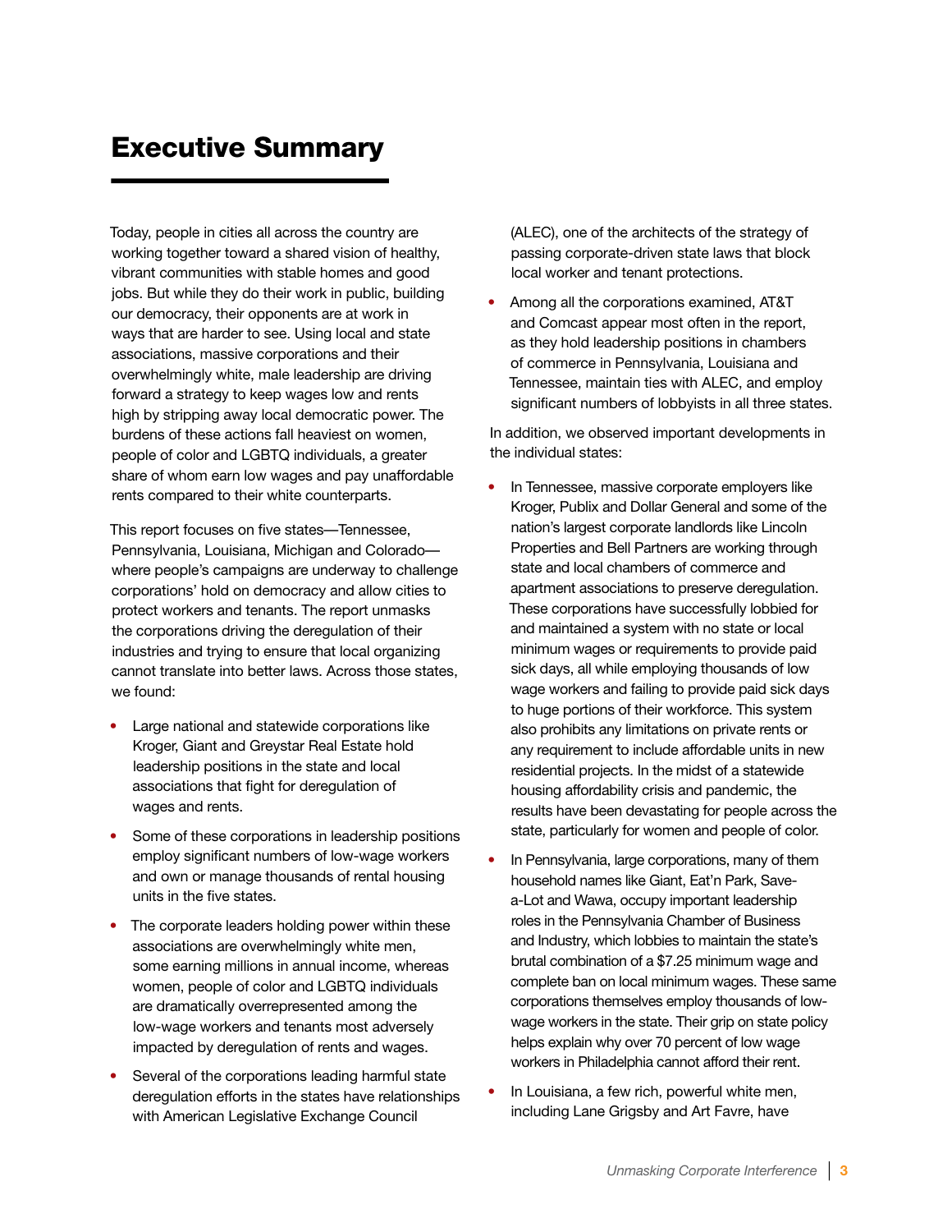# Executive Summary

Today, people in cities all across the country are working together toward a shared vision of healthy, vibrant communities with stable homes and good jobs. But while they do their work in public, building our democracy, their opponents are at work in ways that are harder to see. Using local and state associations, massive corporations and their overwhelmingly white, male leadership are driving forward a strategy to keep wages low and rents high by stripping away local democratic power. The burdens of these actions fall heaviest on women, people of color and LGBTQ individuals, a greater share of whom earn low wages and pay unaffordable rents compared to their white counterparts.

This report focuses on five states—Tennessee, Pennsylvania, Louisiana, Michigan and Colorado—where people's campaigns are underway to challenge corporations' hold on democracy and allow cities to protect workers and tenants. The report unmasks the corporations driving the deregulation of their industries and trying to ensure that local organizing cannot translate into better laws. Across those states, we found:

- Large national and statewide corporations like Kroger, Giant and Greystar Real Estate hold leadership positions in the state and local associations that fight for deregulation of wages and rents.
- Some of these corporations in leadership positions employ significant numbers of low-wage workers and own or manage thousands of rental housing units in the five states.
- The corporate leaders holding power within these associations are overwhelmingly white men, some earning millions in annual income, whereas women, people of color and LGBTQ individuals are dramatically overrepresented among the low-wage workers and tenants most adversely impacted by deregulation of rents and wages.
- Several of the corporations leading harmful state deregulation efforts in the states have relationships with American Legislative Exchange Council (ALEC), one of the architects of the strategy of passing corporate-driven state laws that block local worker and tenant protections.
- Among all the corporations examined, AT&T and Comcast appear most often in the report, as they hold leadership positions in chambers of commerce in Pennsylvania, Louisiana and Tennessee, maintain ties with ALEC, and employ significant numbers of lobbyists in all three states.

In addition, we observed important developments in the individual states:

- In Tennessee, massive corporate employers like Kroger, Publix and Dollar General and some of the nation's largest corporate landlords like Lincoln Properties and Bell Partners are working through state and local chambers of commerce and apartment associations to preserve deregulation. These corporations have successfully lobbied for and maintained a system with no state or local minimum wages or requirements to provide paid sick days, all while employing thousands of low wage workers and failing to provide paid sick days to huge portions of their workforce. This system also prohibits any limitations on private rents or any requirement to include affordable units in new residential projects. In the midst of a statewide housing affordability crisis and pandemic, the results have been devastating for people across the state, particularly for women and people of color.
- In Pennsylvania, large corporations, many of them household names like Giant, Eat'n Park, Save-a-Lot and Wawa, occupy important leadership roles in the Pennsylvania Chamber of Business and Industry, which lobbies to maintain the state's brutal combination of a $7.25 minimum wage and complete ban on local minimum wages. These same corporations themselves employ thousands of low-wage workers in the state. Their grip on state policy helps explain why over 70 percent of low wage workers in Philadelphia cannot afford their rent.
- In Louisiana, a few rich, powerful white men, including Lane Grigsby and Art Favre, have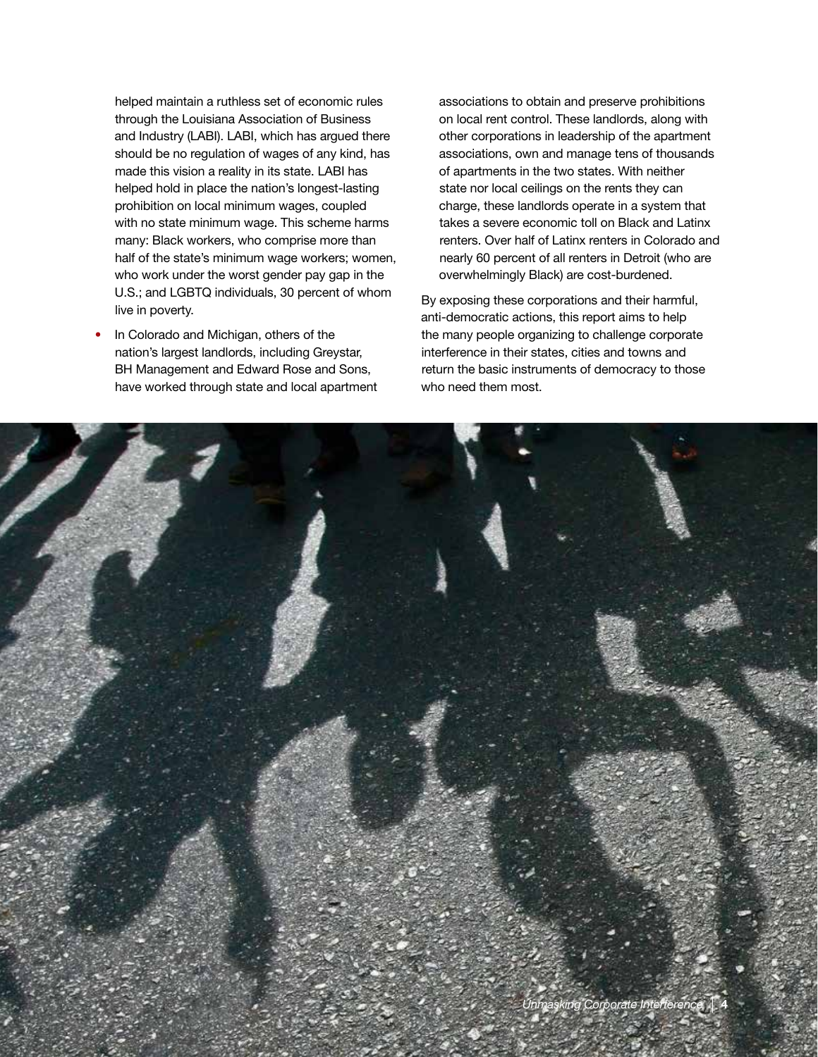helped maintain a ruthless set of economic rules through the Louisiana Association of Business and Industry (LABI). LABI, which has argued there should be no regulation of wages of any kind, has made this vision a reality in its state. LABI has helped hold in place the nation's longest-lasting prohibition on local minimum wages, coupled with no state minimum wage. This scheme harms many: Black workers, who comprise more than half of the state's minimum wage workers; women, who work under the worst gender pay gap in the U.S.; and LGBTQ individuals, 30 percent of whom live in poverty.

- In Colorado and Michigan, others of the nation's largest landlords, including Greystar, BH Management and Edward Rose and Sons, have worked through state and local apartment associations to obtain and preserve prohibitions on local rent control. These landlords, along with other corporations in leadership of the apartment associations, own and manage tens of thousands of apartments in the two states. With neither state nor local ceilings on the rents they can charge, these landlords operate in a system that takes a severe economic toll on Black and Latinx renters. Over half of Latinx renters in Colorado and nearly 60 percent of all renters in Detroit (who are overwhelmingly Black) are cost-burdened.

By exposing these corporations and their harmful, anti-democratic actions, this report aims to help the many people organizing to challenge corporate interference in their states, cities and towns and return the basic instruments of democracy to those who need them most.